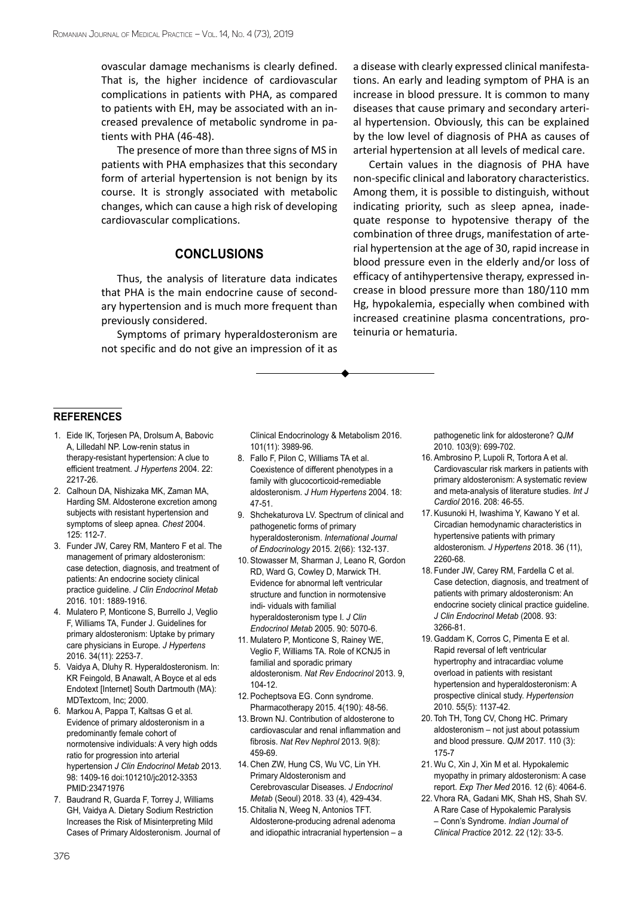ovascular damage mechanisms is clearly defined. That is, the higher incidence of cardiovascular complications in patients with PHA, as compared to patients with EH, may be associated with an increased prevalence of metabolic syndrome in patients with PHA (46-48).

The presence of more than three signs of MS in patients with PHA emphasizes that this secondary form of arterial hypertension is not benign by its course. It is strongly associated with metabolic changes, which can cause a high risk of developing cardiovascular complications.

## CONCLUSIONS

Thus, the analysis of literature data indicates that PHA is the main endocrine cause of secondary hypertension and is much more frequent than previously considered.

Symptoms of primary hyperaldosteronism are not specific and do not give an impression of it as a disease with clearly expressed clinical manifestations. An early and leading symptom of PHA is an increase in blood pressure. It is common to many diseases that cause primary and secondary arterial hypertension. Obviously, this can be explained by the low level of diagnosis of PHA as causes of arterial hypertension at all levels of medical care.

Certain values in the diagnosis of PHA have non-specific clinical and laboratory characteristics. Among them, it is possible to distinguish, without indicating priority, such as sleep apnea, inadequate response to hypotensive therapy of the combination of three drugs, manifestation of arterial hypertension at the age of 30, rapid increase in blood pressure even in the elderly and/or loss of efficacy of antihypertensive therapy, expressed increase in blood pressure more than 180/110 mm Hg, hypokalemia, especially when combined with increased creatinine plasma concentrations, proteinuria or hematuria.

## REFERENCES

1. Eide IK, Torjesen PA, Drolsum A, Babovic A, Lilledahl NP. Low-renin status in therapy-resistant hypertension: A clue to efficient treatment. *J Hypertens* 2004. 22: 2217-26.
2. Calhoun DA, Nishizaka MK, Zaman MA, Harding SM. Aldosterone excretion among subjects with resistant hypertension and symptoms of sleep apnea. *Chest* 2004. 125: 112-7.
3. Funder JW, Carey RM, Mantero F et al. The management of primary aldosteronism: case detection, diagnosis, and treatment of patients: An endocrine society clinical practice guideline. *J Clin Endocrinol Metab* 2016. 101: 1889-1916.
4. Mulatero P, Monticone S, Burrello J, Veglio F, Williams TA, Funder J. Guidelines for primary aldosteronism: Uptake by primary care physicians in Europe. *J Hypertens* 2016. 34(11): 2253-7.
5. Vaidya A, Dluhy R. Hyperaldosteronism. In: KR Feingold, B Anawalt, A Boyce et al eds Endotext [Internet] South Dartmouth (MA): MDTextcom, Inc; 2000.
6. Markou A, Pappa T, Kaltsas G et al. Evidence of primary aldosteronism in a predominantly female cohort of normotensive individuals: A very high odds ratio for progression into arterial hypertension *J Clin Endocrinol Metab* 2013. 98: 1409-16 doi:101210/jc2012-3353 PMID:23471976
7. Baudrand R, Guarda F, Torrey J, Williams GH, Vaidya A. Dietary Sodium Restriction Increases the Risk of Misinterpreting Mild Cases of Primary Aldosteronism. Journal of Clinical Endocrinology & Metabolism 2016. 101(11): 3989-96.
8. Fallo F, Pilon C, Williams TA et al. Coexistence of different phenotypes in a family with glucocorticoid-remediable aldosteronism. *J Hum Hypertens* 2004. 18: 47-51.
9. Shchekaturova LV. Spectrum of clinical and pathogenetic forms of primary hyperaldosteronism. *International Journal of Endocrinology* 2015. 2(66): 132-137.
10. Stowasser M, Sharman J, Leano R, Gordon RD, Ward G, Cowley D, Marwick TH. Evidence for abnormal left ventricular structure and function in normotensive indi- viduals with familial hyperaldosteronism type I. *J Clin Endocrinol Metab* 2005. 90: 5070-6.
11. Mulatero P, Monticone S, Rainey WE, Veglio F, Williams TA. Role of KCNJ5 in familial and sporadic primary aldosteronism. *Nat Rev Endocrinol* 2013. 9, 104-12.
12. Pocheptsova EG. Conn syndrome. Pharmacotherapy 2015. 4(190): 48-56.
13. Brown NJ. Contribution of aldosterone to cardiovascular and renal inflammation and fibrosis. *Nat Rev Nephrol* 2013. 9(8): 459-69.
14. Chen ZW, Hung CS, Wu VC, Lin YH. Primary Aldosteronism and Cerebrovascular Diseases. *J Endocrinol Metab* (Seoul) 2018. 33 (4), 429-434.
15. Chitalia N, Weeg N, Antonios TFT. Aldosterone-producing adrenal adenoma and idiopathic intracranial hypertension – a pathogenetic link for aldosterone? *QJM* 2010. 103(9): 699-702.
16. Ambrosino P, Lupoli R, Tortora A et al. Cardiovascular risk markers in patients with primary aldosteronism: A systematic review and meta-analysis of literature studies. *Int J Cardiol* 2016. 208: 46-55.
17. Kusunoki H, Iwashima Y, Kawano Y et al. Circadian hemodynamic characteristics in hypertensive patients with primary aldosteronism. *J Hypertens* 2018. 36 (11), 2260-68.
18. Funder JW, Carey RM, Fardella C et al. Case detection, diagnosis, and treatment of patients with primary aldosteronism: An endocrine society clinical practice guideline. *J Clin Endocrinol Metab* (2008. 93: 3266-81.
19. Gaddam K, Corros C, Pimenta E et al. Rapid reversal of left ventricular hypertrophy and intracardiac volume overload in patients with resistant hypertension and hyperaldosteronism: A prospective clinical study. *Hypertension* 2010. 55(5): 1137-42.
20. Toh TH, Tong CV, Chong HC. Primary aldosteronism – not just about potassium and blood pressure. *QJM* 2017. 110 (3): 175-7
21. Wu C, Xin J, Xin M et al. Hypokalemic myopathy in primary aldosteronism: A case report. *Exp Ther Med* 2016. 12 (6): 4064-6.
22. Vhora RA, Gadani MK, Shah HS, Shah SV. A Rare Case of Hypokalemic Paralysis – Conn's Syndrome. *Indian Journal of Clinical Practice* 2012. 22 (12): 33-5.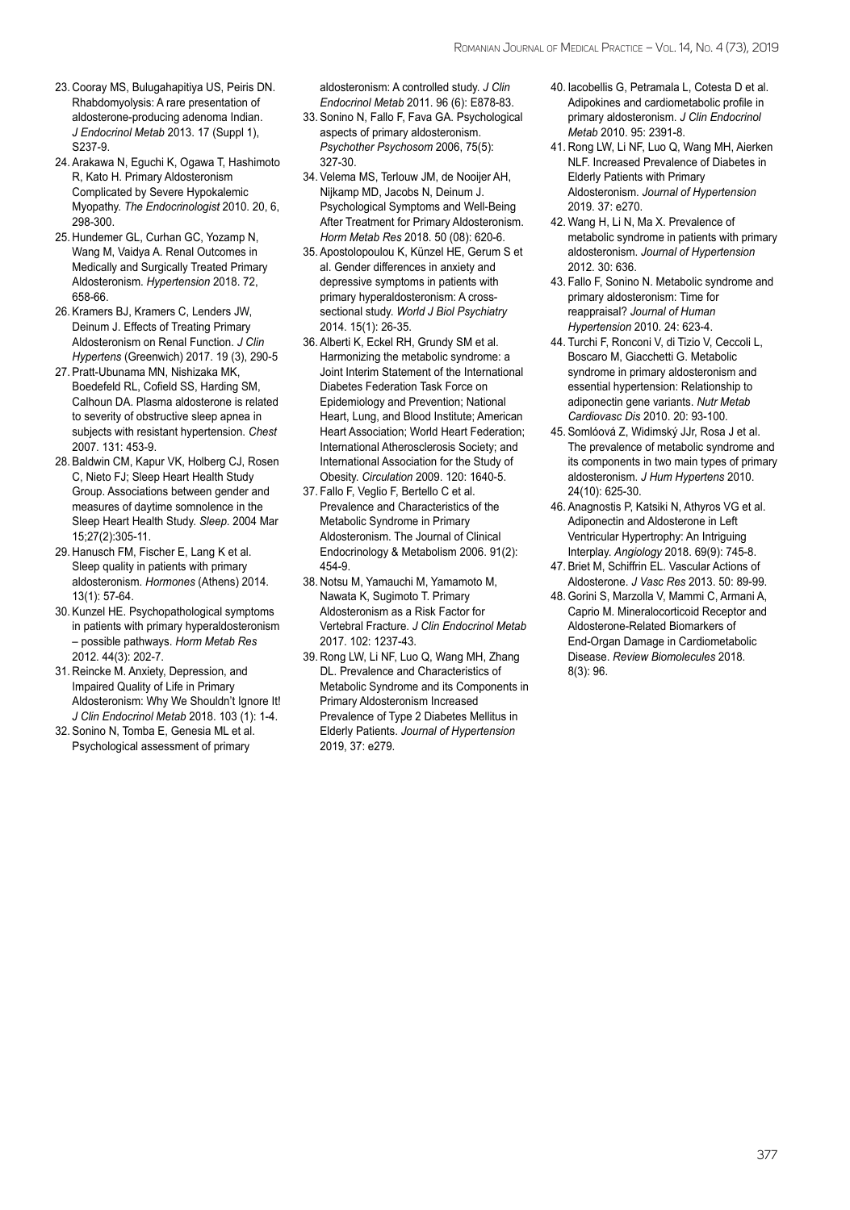23. Cooray MS, Bulugahapitiya US, Peiris DN. Rhabdomyolysis: A rare presentation of aldosterone-producing adenoma Indian. *J Endocrinol Metab* 2013. 17 (Suppl 1), S237-9.
24. Arakawa N, Eguchi K, Ogawa T, Hashimoto R, Kato H. Primary Aldosteronism Complicated by Severe Hypokalemic Myopathy. *The Endocrinologist* 2010. 20, 6, 298-300.
25. Hundemer GL, Curhan GC, Yozamp N, Wang M, Vaidya A. Renal Outcomes in Medically and Surgically Treated Primary Aldosteronism. *Hypertension* 2018. 72, 658-66.
26. Kramers BJ, Kramers C, Lenders JW, Deinum J. Effects of Treating Primary Aldosteronism on Renal Function. *J Clin Hypertens* (Greenwich) 2017. 19 (3), 290-5
27. Pratt-Ubunama MN, Nishizaka MK, Boedefeld RL, Cofield SS, Harding SM, Calhoun DA. Plasma aldosterone is related to severity of obstructive sleep apnea in subjects with resistant hypertension. *Chest* 2007. 131: 453-9.
28. Baldwin CM, Kapur VK, Holberg CJ, Rosen C, Nieto FJ; Sleep Heart Health Study Group. Associations between gender and measures of daytime somnolence in the Sleep Heart Health Study. *Sleep*. 2004 Mar 15;27(2):305-11.
29. Hanusch FM, Fischer E, Lang K et al. Sleep quality in patients with primary aldosteronism. *Hormones* (Athens) 2014. 13(1): 57-64.
30. Kunzel HE. Psychopathological symptoms in patients with primary hyperaldosteronism – possible pathways. *Horm Metab Res* 2012. 44(3): 202-7.
31. Reincke M. Anxiety, Depression, and Impaired Quality of Life in Primary Aldosteronism: Why We Shouldn't Ignore It! *J Clin Endocrinol Metab* 2018. 103 (1): 1-4.
32. Sonino N, Tomba E, Genesia ML et al. Psychological assessment of primary aldosteronism: A controlled study. *J Clin Endocrinol Metab* 2011. 96 (6): E878-83.
33. Sonino N, Fallo F, Fava GA. Psychological aspects of primary aldosteronism. *Psychother Psychosom* 2006, 75(5): 327-30.
34. Velema MS, Terlouw JM, de Nooijer AH, Nijkamp MD, Jacobs N, Deinum J. Psychological Symptoms and Well-Being After Treatment for Primary Aldosteronism. *Horm Metab Res* 2018. 50 (08): 620-6.
35. Apostolopoulou K, Künzel HE, Gerum S et al. Gender differences in anxiety and depressive symptoms in patients with primary hyperaldosteronism: A cross-sectional study. *World J Biol Psychiatry* 2014. 15(1): 26-35.
36. Alberti K, Eckel RH, Grundy SM et al. Harmonizing the metabolic syndrome: a Joint Interim Statement of the International Diabetes Federation Task Force on Epidemiology and Prevention; National Heart, Lung, and Blood Institute; American Heart Association; World Heart Federation; International Atherosclerosis Society; and International Association for the Study of Obesity. *Circulation* 2009. 120: 1640-5.
37. Fallo F, Veglio F, Bertello C et al. Prevalence and Characteristics of the Metabolic Syndrome in Primary Aldosteronism. The Journal of Clinical Endocrinology & Metabolism 2006. 91(2): 454-9.
38. Notsu M, Yamauchi M, Yamamoto M, Nawata K, Sugimoto T. Primary Aldosteronism as a Risk Factor for Vertebral Fracture. *J Clin Endocrinol Metab* 2017. 102: 1237-43.
39. Rong LW, Li NF, Luo Q, Wang MH, Zhang DL. Prevalence and Characteristics of Metabolic Syndrome and its Components in Primary Aldosteronism Increased Prevalence of Type 2 Diabetes Mellitus in Elderly Patients. *Journal of Hypertension* 2019, 37: e279.
40. Iacobellis G, Petramala L, Cotesta D et al. Adipokines and cardiometabolic profile in primary aldosteronism. *J Clin Endocrinol Metab* 2010. 95: 2391-8.
41. Rong LW, Li NF, Luo Q, Wang MH, Aierken NLF. Increased Prevalence of Diabetes in Elderly Patients with Primary Aldosteronism. *Journal of Hypertension* 2019. 37: e270.
42. Wang H, Li N, Ma X. Prevalence of metabolic syndrome in patients with primary aldosteronism. *Journal of Hypertension* 2012. 30: 636.
43. Fallo F, Sonino N. Metabolic syndrome and primary aldosteronism: Time for reappraisal? *Journal of Human Hypertension* 2010. 24: 623-4.
44. Turchi F, Ronconi V, di Tizio V, Ceccoli L, Boscaro M, Giacchetti G. Metabolic syndrome in primary aldosteronism and essential hypertension: Relationship to adiponectin gene variants. *Nutr Metab Cardiovasc Dis* 2010. 20: 93-100.
45. Somlóová Z, Widimský JJr, Rosa J et al. The prevalence of metabolic syndrome and its components in two main types of primary aldosteronism. *J Hum Hypertens* 2010. 24(10): 625-30.
46. Anagnostis P, Katsiki N, Athyros VG et al. Adiponectin and Aldosterone in Left Ventricular Hypertrophy: An Intriguing Interplay. *Angiology* 2018. 69(9): 745-8.
47. Briet M, Schiffrin EL. Vascular Actions of Aldosterone. *J Vasc Res* 2013. 50: 89-99.
48. Gorini S, Marzolla V, Mammi C, Armani A, Caprio M. Mineralocorticoid Receptor and Aldosterone-Related Biomarkers of End-Organ Damage in Cardiometabolic Disease. *Review Biomolecules* 2018. 8(3): 96.